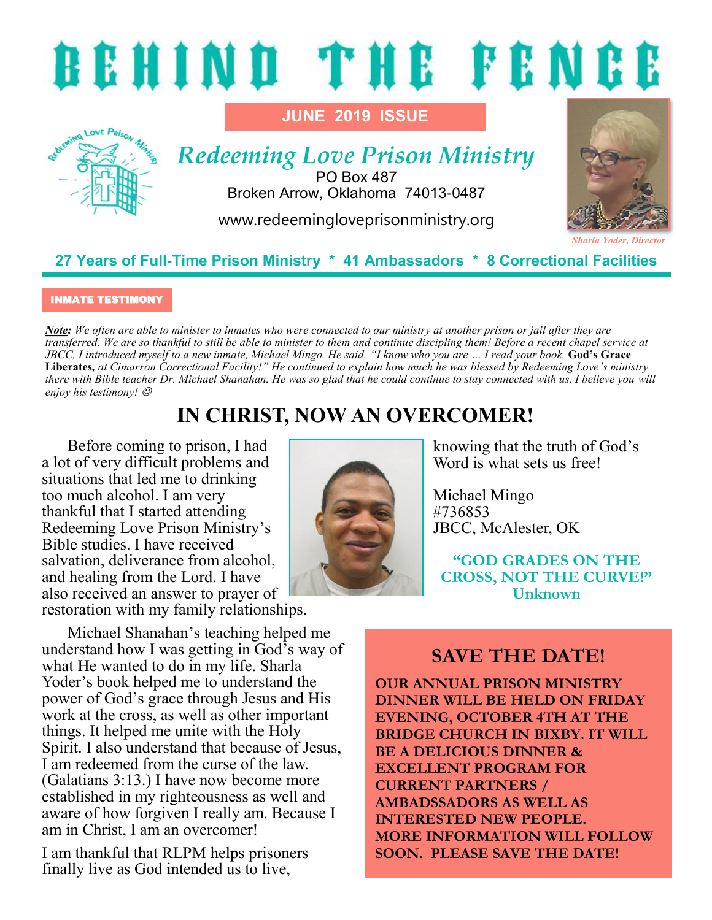# BEHIND THE FENCE

**JUNE 2019 ISSUE**

## *Redeeming Love Prison Ministry*

PO Box 487
Broken Arrow, Oklahoma 74013-0487

www.redeemingloveprisonministry.org

*Sharla Yoder, Director*

**27 Years of Full-Time Prison Ministry * 41 Ambassadors * 8 Correctional Facilities**

**INMATE TESTIMONY**

*__Note:__ We often are able to minister to inmates who were connected to our ministry at another prison or jail after they are transferred. We are so thankful to still be able to minister to them and continue discipling them! Before a recent chapel service at JBCC, I introduced myself to a new inmate, Michael Mingo. He said, "I know who you are … I read your book,* **God's Grace Liberates,** *at Cimarron Correctional Facility!" He continued to explain how much he was blessed by Redeeming Love's ministry there with Bible teacher Dr. Michael Shanahan. He was so glad that he could continue to stay connected with us. I believe you will enjoy his testimony! ☺*

## IN CHRIST, NOW AN OVERCOMER!

Before coming to prison, I had a lot of very difficult problems and situations that led me to drinking too much alcohol. I am very thankful that I started attending Redeeming Love Prison Ministry's Bible studies. I have received salvation, deliverance from alcohol, and healing from the Lord. I have also received an answer to prayer of restoration with my family relationships.

Michael Shanahan's teaching helped me understand how I was getting in God's way of what He wanted to do in my life. Sharla Yoder's book helped me to understand the power of God's grace through Jesus and His work at the cross, as well as other important things. It helped me unite with the Holy Spirit. I also understand that because of Jesus, I am redeemed from the curse of the law. (Galatians 3:13.) I have now become more established in my righteousness as well and aware of how forgiven I really am. Because I am in Christ, I am an overcomer!

I am thankful that RLPM helps prisoners finally live as God intended us to live, knowing that the truth of God's Word is what sets us free!

Michael Mingo
#736853
JBCC, McAlester, OK

**"GOD GRADES ON THE CROSS, NOT THE CURVE!"**
**Unknown**

## SAVE THE DATE!

**OUR ANNUAL PRISON MINISTRY DINNER WILL BE HELD ON FRIDAY EVENING, OCTOBER 4TH AT THE BRIDGE CHURCH IN BIXBY. IT WILL BE A DELICIOUS DINNER & EXCELLENT PROGRAM FOR CURRENT PARTNERS / AMBADSSADORS AS WELL AS INTERESTED NEW PEOPLE. MORE INFORMATION WILL FOLLOW SOON. PLEASE SAVE THE DATE!**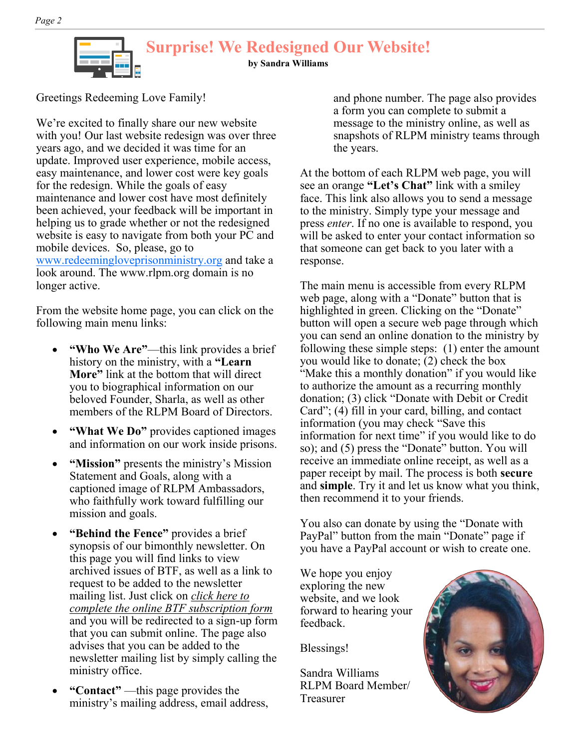# Surprise! We Redesigned Our Website!

**by Sandra Williams**

Greetings Redeeming Love Family!

We're excited to finally share our new website with you! Our last website redesign was over three years ago, and we decided it was time for an update. Improved user experience, mobile access, easy maintenance, and lower cost were key goals for the redesign. While the goals of easy maintenance and lower cost have most definitely been achieved, your feedback will be important in helping us to grade whether or not the redesigned website is easy to navigate from both your PC and mobile devices. So, please, go to www.redeemingloveprisonministry.org and take a look around. The www.rlpm.org domain is no longer active.

From the website home page, you can click on the following main menu links:

- **"Who We Are"**—this link provides a brief history on the ministry, with a **"Learn More"** link at the bottom that will direct you to biographical information on our beloved Founder, Sharla, as well as other members of the RLPM Board of Directors.
- **"What We Do"** provides captioned images and information on our work inside prisons.
- **"Mission"** presents the ministry's Mission Statement and Goals, along with a captioned image of RLPM Ambassadors, who faithfully work toward fulfilling our mission and goals.
- **"Behind the Fence"** provides a brief synopsis of our bimonthly newsletter. On this page you will find links to view archived issues of BTF, as well as a link to request to be added to the newsletter mailing list. Just click on *click here to complete the online BTF subscription form* and you will be redirected to a sign-up form that you can submit online. The page also advises that you can be added to the newsletter mailing list by simply calling the ministry office.
- **"Contact"** —this page provides the ministry's mailing address, email address, and phone number. The page also provides a form you can complete to submit a message to the ministry online, as well as snapshots of RLPM ministry teams through the years.

At the bottom of each RLPM web page, you will see an orange **"Let's Chat"** link with a smiley face. This link also allows you to send a message to the ministry. Simply type your message and press *enter*. If no one is available to respond, you will be asked to enter your contact information so that someone can get back to you later with a response.

The main menu is accessible from every RLPM web page, along with a "Donate" button that is highlighted in green. Clicking on the "Donate" button will open a secure web page through which you can send an online donation to the ministry by following these simple steps: (1) enter the amount you would like to donate; (2) check the box "Make this a monthly donation" if you would like to authorize the amount as a recurring monthly donation; (3) click "Donate with Debit or Credit Card"; (4) fill in your card, billing, and contact information (you may check "Save this information for next time" if you would like to do so); and (5) press the "Donate" button. You will receive an immediate online receipt, as well as a paper receipt by mail. The process is both **secure** and **simple**. Try it and let us know what you think, then recommend it to your friends.

You also can donate by using the "Donate with PayPal" button from the main "Donate" page if you have a PayPal account or wish to create one.

We hope you enjoy exploring the new website, and we look forward to hearing your feedback.

Blessings!

Sandra Williams
RLPM Board Member/
Treasurer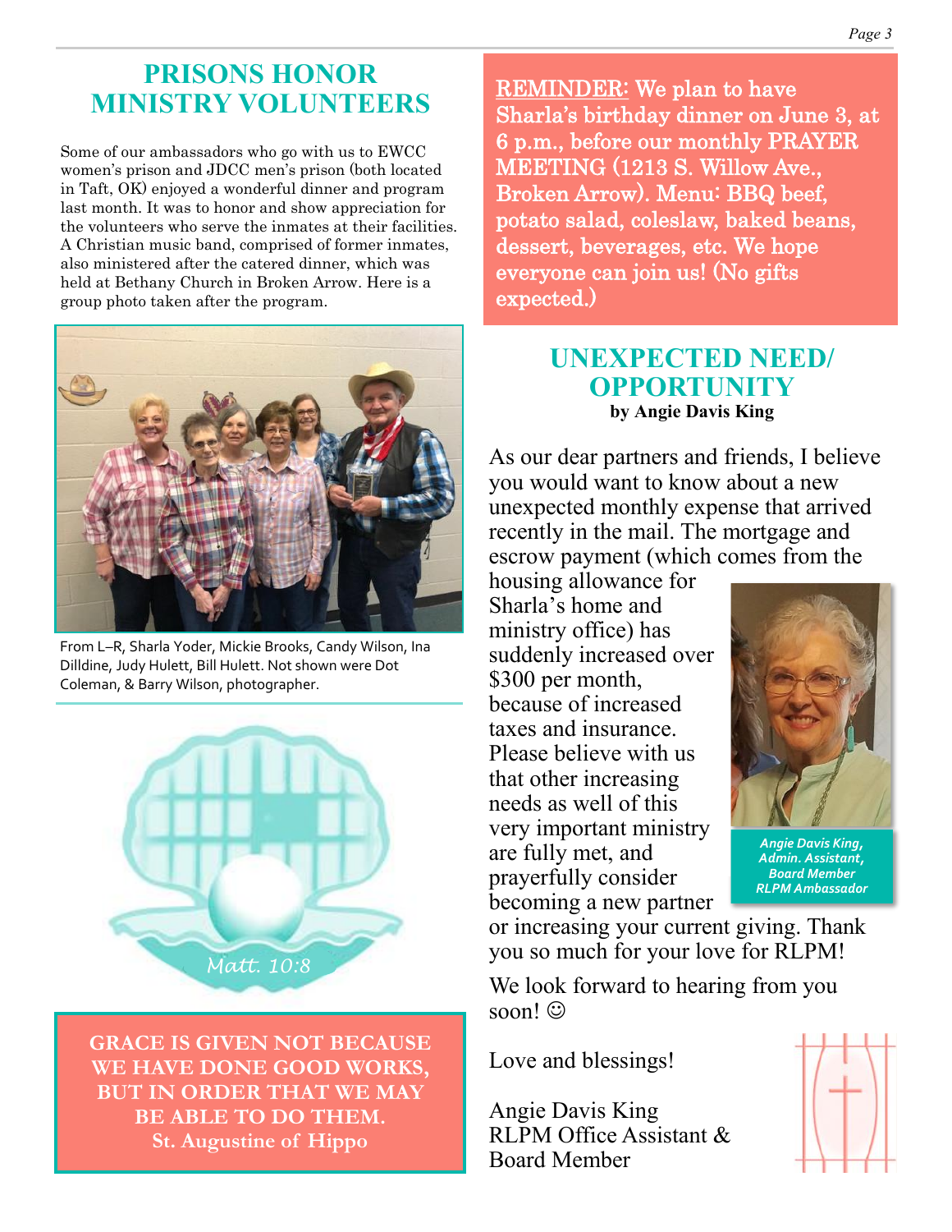## PRISONS HONOR MINISTRY VOLUNTEERS

Some of our ambassadors who go with us to EWCC women's prison and JDCC men's prison (both located in Taft, OK) enjoyed a wonderful dinner and program last month. It was to honor and show appreciation for the volunteers who serve the inmates at their facilities. A Christian music band, comprised of former inmates, also ministered after the catered dinner, which was held at Bethany Church in Broken Arrow. Here is a group photo taken after the program.

From L–R, Sharla Yoder, Mickie Brooks, Candy Wilson, Ina Dilldine, Judy Hulett, Bill Hulett. Not shown were Dot Coleman, & Barry Wilson, photographer.

Matt. 10:8

**GRACE IS GIVEN NOT BECAUSE WE HAVE DONE GOOD WORKS, BUT IN ORDER THAT WE MAY BE ABLE TO DO THEM.**
**St. Augustine of Hippo**

**REMINDER: We plan to have Sharla's birthday dinner on June 3, at 6 p.m., before our monthly PRAYER MEETING (1213 S. Willow Ave., Broken Arrow). Menu: BBQ beef, potato salad, coleslaw, baked beans, dessert, beverages, etc. We hope everyone can join us! (No gifts expected.)**

## UNEXPECTED NEED/ OPPORTUNITY

**by Angie Davis King**

As our dear partners and friends, I believe you would want to know about a new unexpected monthly expense that arrived recently in the mail. The mortgage and escrow payment (which comes from the housing allowance for Sharla's home and ministry office) has suddenly increased over $300 per month, because of increased taxes and insurance. Please believe with us that other increasing needs as well of this very important ministry are fully met, and prayerfully consider becoming a new partner or increasing your current giving. Thank you so much for your love for RLPM!

*Angie Davis King, Admin. Assistant, Board Member RLPM Ambassador*

We look forward to hearing from you soon! ☺

Love and blessings!

Angie Davis King
RLPM Office Assistant &
Board Member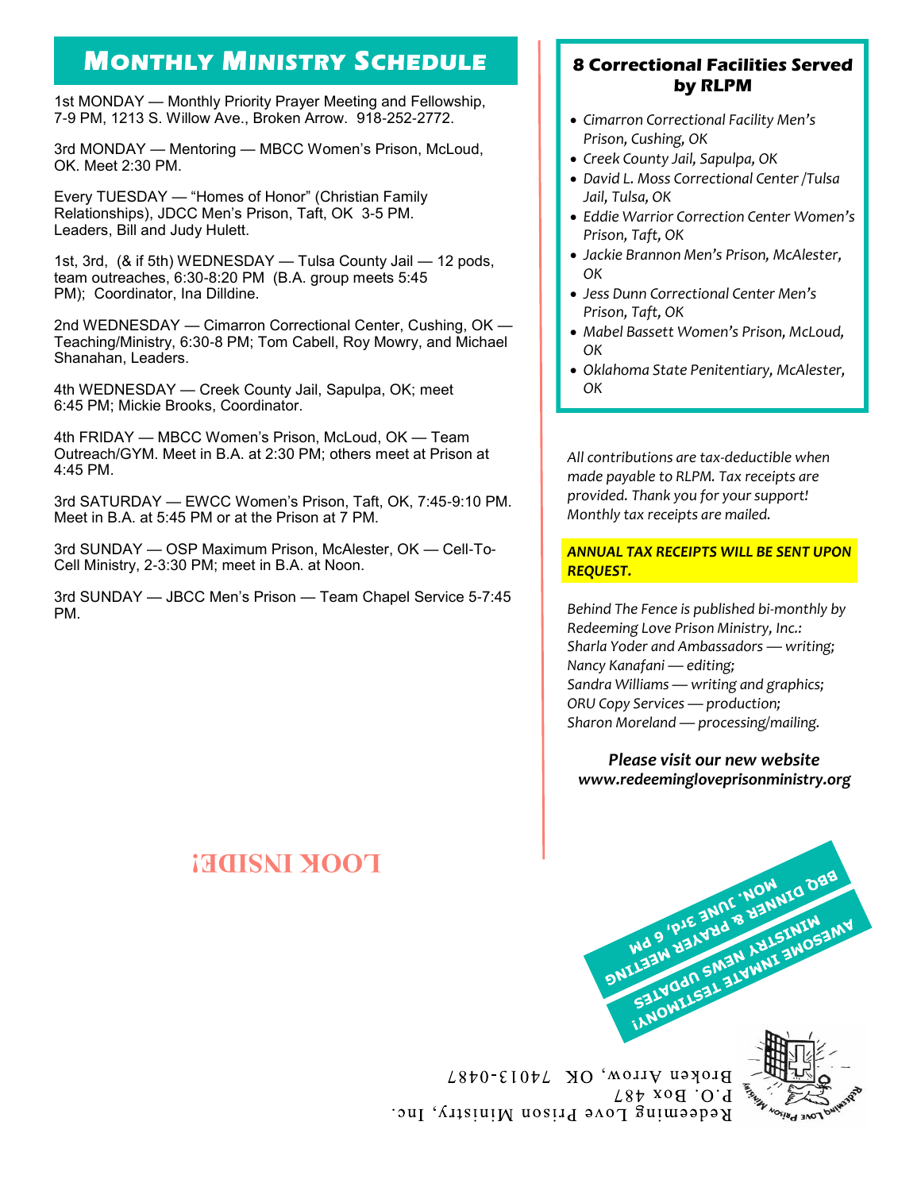## Monthly Ministry Schedule

1st MONDAY — Monthly Priority Prayer Meeting and Fellowship, 7-9 PM, 1213 S. Willow Ave., Broken Arrow. 918-252-2772.

3rd MONDAY — Mentoring — MBCC Women's Prison, McLoud, OK. Meet 2:30 PM.

Every TUESDAY — "Homes of Honor" (Christian Family Relationships), JDCC Men's Prison, Taft, OK 3-5 PM. Leaders, Bill and Judy Hulett.

1st, 3rd, (& if 5th) WEDNESDAY — Tulsa County Jail — 12 pods, team outreaches, 6:30-8:20 PM (B.A. group meets 5:45 PM); Coordinator, Ina Dilldine.

2nd WEDNESDAY — Cimarron Correctional Center, Cushing, OK — Teaching/Ministry, 6:30-8 PM; Tom Cabell, Roy Mowry, and Michael Shanahan, Leaders.

4th WEDNESDAY — Creek County Jail, Sapulpa, OK; meet 6:45 PM; Mickie Brooks, Coordinator.

4th FRIDAY — MBCC Women's Prison, McLoud, OK — Team Outreach/GYM. Meet in B.A. at 2:30 PM; others meet at Prison at 4:45 PM.

3rd SATURDAY — EWCC Women's Prison, Taft, OK, 7:45-9:10 PM. Meet in B.A. at 5:45 PM or at the Prison at 7 PM.

3rd SUNDAY — OSP Maximum Prison, McAlester, OK — Cell-To-Cell Ministry, 2-3:30 PM; meet in B.A. at Noon.

3rd SUNDAY — JBCC Men's Prison — Team Chapel Service 5-7:45 PM.

### 8 Correctional Facilities Served by RLPM

- *Cimarron Correctional Facility Men's Prison, Cushing, OK*
- *Creek County Jail, Sapulpa, OK*
- *David L. Moss Correctional Center /Tulsa Jail, Tulsa, OK*
- *Eddie Warrior Correction Center Women's Prison, Taft, OK*
- *Jackie Brannon Men's Prison, McAlester, OK*
- *Jess Dunn Correctional Center Men's Prison, Taft, OK*
- *Mabel Bassett Women's Prison, McLoud, OK*
- *Oklahoma State Penitentiary, McAlester, OK*

*All contributions are tax-deductible when made payable to RLPM. Tax receipts are provided. Thank you for your support! Monthly tax receipts are mailed.*

***ANNUAL TAX RECEIPTS WILL BE SENT UPON REQUEST.***

*Behind The Fence is published bi-monthly by Redeeming Love Prison Ministry, Inc.:*
*Sharla Yoder and Ambassadors — writing;*
*Nancy Kanafani — editing;*
*Sandra Williams — writing and graphics;*
*ORU Copy Services — production;*
*Sharon Moreland — processing/mailing.*

***Please visit our new website***
***www.redeemingloveprisonministry.org***

**LOOK INSIDE!**

**BBQ DINNER & PRAYER MEETING**
**MON. JUNE 3rd, 6 PM**

**AWESOME INMATE TESTIMONY!**
**MINISTRY NEWS UPDATES**

Redeeming Love Prison Ministry, Inc.
P.O. Box 487
Broken Arrow, OK 74013-0487